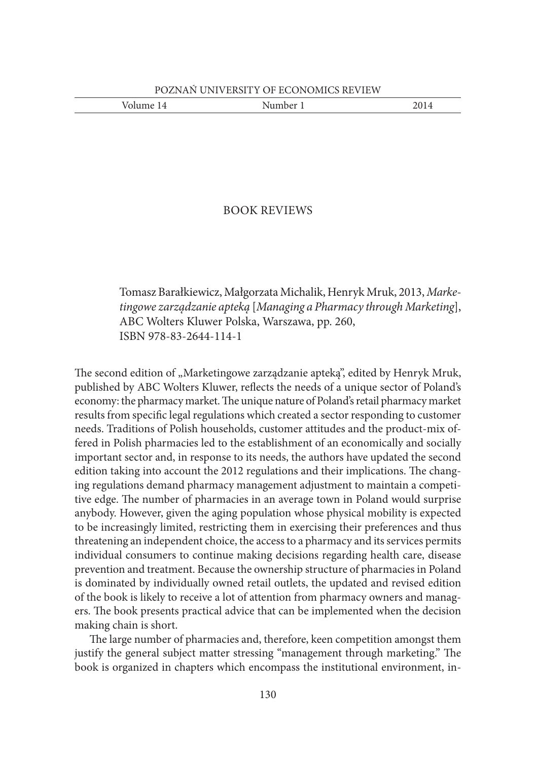# BOOK REVIEWS

Tomasz Barałkiewicz, Małgorzata Michalik, Henryk Mruk, 2013, *Marketingowe zarządzanie apteką* [*Managing a Pharmacy through Marketing*], ABC Wolters Kluwer Polska, Warszawa, pp. 260, ISBN 978-83-2644-114-1

The second edition of „Marketingowe zarządzanie apteką", edited by Henryk Mruk, published by ABC Wolters Kluwer, reflects the needs of a unique sector of Poland's economy: the pharmacy market. The unique nature of Poland's retail pharmacy market results from specific legal regulations which created a sector responding to customer needs. Traditions of Polish households, customer attitudes and the product-mix offered in Polish pharmacies led to the establishment of an economically and socially important sector and, in response to its needs, the authors have updated the second edition taking into account the 2012 regulations and their implications. The changing regulations demand pharmacy management adjustment to maintain a competitive edge. The number of pharmacies in an average town in Poland would surprise anybody. However, given the aging population whose physical mobility is expected to be increasingly limited, restricting them in exercising their preferences and thus threatening an independent choice, the access to a pharmacy and its services permits individual consumers to continue making decisions regarding health care, disease prevention and treatment. Because the ownership structure of pharmacies in Poland is dominated by individually owned retail outlets, the updated and revised edition of the book is likely to receive a lot of attention from pharmacy owners and managers. The book presents practical advice that can be implemented when the decision making chain is short.

The large number of pharmacies and, therefore, keen competition amongst them justify the general subject matter stressing "management through marketing." The book is organized in chapters which encompass the institutional environment, in-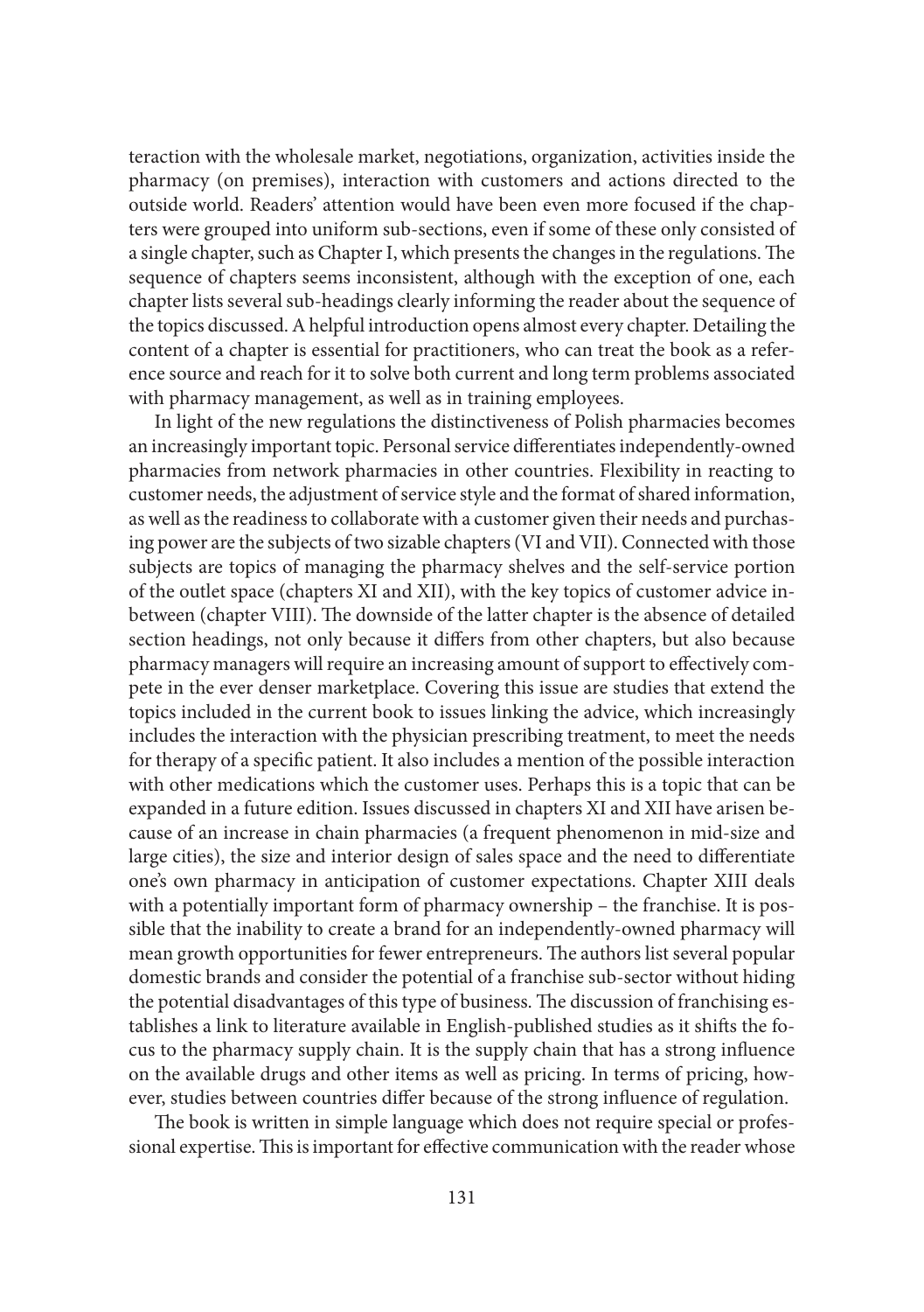teraction with the wholesale market, negotiations, organization, activities inside the pharmacy (on premises), interaction with customers and actions directed to the outside world. Readers' attention would have been even more focused if the chapters were grouped into uniform sub-sections, even if some of these only consisted of a single chapter, such as Chapter I, which presents the changes in the regulations. The sequence of chapters seems inconsistent, although with the exception of one, each chapter lists several sub-headings clearly informing the reader about the sequence of the topics discussed. A helpful introduction opens almost every chapter. Detailing the content of a chapter is essential for practitioners, who can treat the book as a reference source and reach for it to solve both current and long term problems associated with pharmacy management, as well as in training employees.

In light of the new regulations the distinctiveness of Polish pharmacies becomes an increasingly important topic. Personal service differentiates independently-owned pharmacies from network pharmacies in other countries. Flexibility in reacting to customer needs, the adjustment of service style and the format of shared information, as well as the readiness to collaborate with a customer given their needs and purchasing power are the subjects of two sizable chapters (VI and VII). Connected with those subjects are topics of managing the pharmacy shelves and the self-service portion of the outlet space (chapters XI and XII), with the key topics of customer advice in-between (chapter VIII). The downside of the latter chapter is the absence of detailed section headings, not only because it differs from other chapters, but also because pharmacy managers will require an increasing amount of support to effectively compete in the ever denser marketplace. Covering this issue are studies that extend the topics included in the current book to issues linking the advice, which increasingly includes the interaction with the physician prescribing treatment, to meet the needs for therapy of a specific patient. It also includes a mention of the possible interaction with other medications which the customer uses. Perhaps this is a topic that can be expanded in a future edition. Issues discussed in chapters XI and XII have arisen because of an increase in chain pharmacies (a frequent phenomenon in mid-size and large cities), the size and interior design of sales space and the need to differentiate one's own pharmacy in anticipation of customer expectations. Chapter XIII deals with a potentially important form of pharmacy ownership – the franchise. It is possible that the inability to create a brand for an independently-owned pharmacy will mean growth opportunities for fewer entrepreneurs. The authors list several popular domestic brands and consider the potential of a franchise sub-sector without hiding the potential disadvantages of this type of business. The discussion of franchising establishes a link to literature available in English-published studies as it shifts the focus to the pharmacy supply chain. It is the supply chain that has a strong influence on the available drugs and other items as well as pricing. In terms of pricing, however, studies between countries differ because of the strong influence of regulation.

The book is written in simple language which does not require special or professional expertise. This is important for effective communication with the reader whose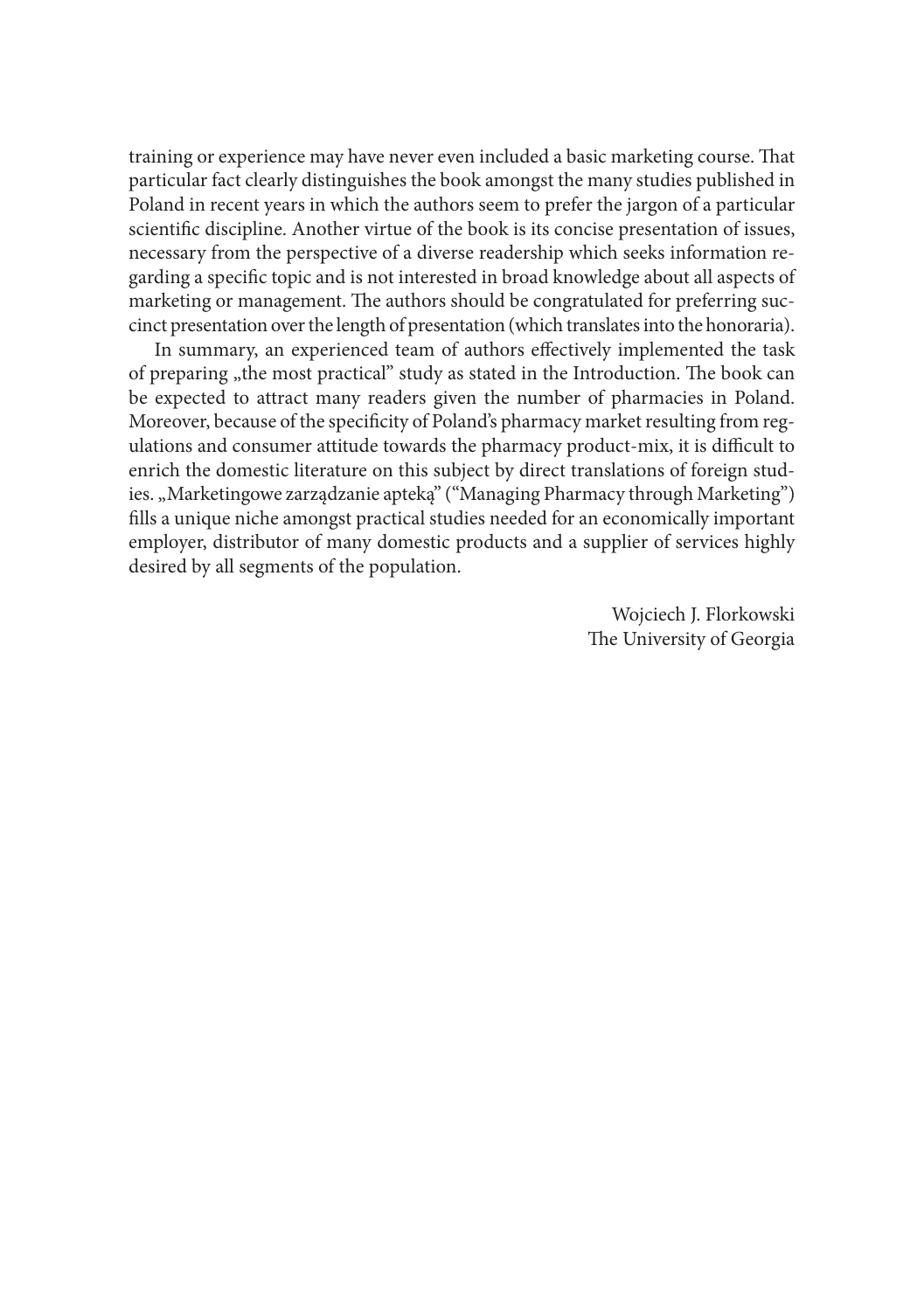training or experience may have never even included a basic marketing course. That particular fact clearly distinguishes the book amongst the many studies published in Poland in recent years in which the authors seem to prefer the jargon of a particular scientific discipline. Another virtue of the book is its concise presentation of issues, necessary from the perspective of a diverse readership which seeks information regarding a specific topic and is not interested in broad knowledge about all aspects of marketing or management. The authors should be congratulated for preferring succinct presentation over the length of presentation (which translates into the honoraria).

In summary, an experienced team of authors effectively implemented the task of preparing „the most practical" study as stated in the Introduction. The book can be expected to attract many readers given the number of pharmacies in Poland. Moreover, because of the specificity of Poland's pharmacy market resulting from regulations and consumer attitude towards the pharmacy product-mix, it is difficult to enrich the domestic literature on this subject by direct translations of foreign studies. „Marketingowe zarządzanie apteką" ("Managing Pharmacy through Marketing") fills a unique niche amongst practical studies needed for an economically important employer, distributor of many domestic products and a supplier of services highly desired by all segments of the population.

Wojciech J. Florkowski
The University of Georgia